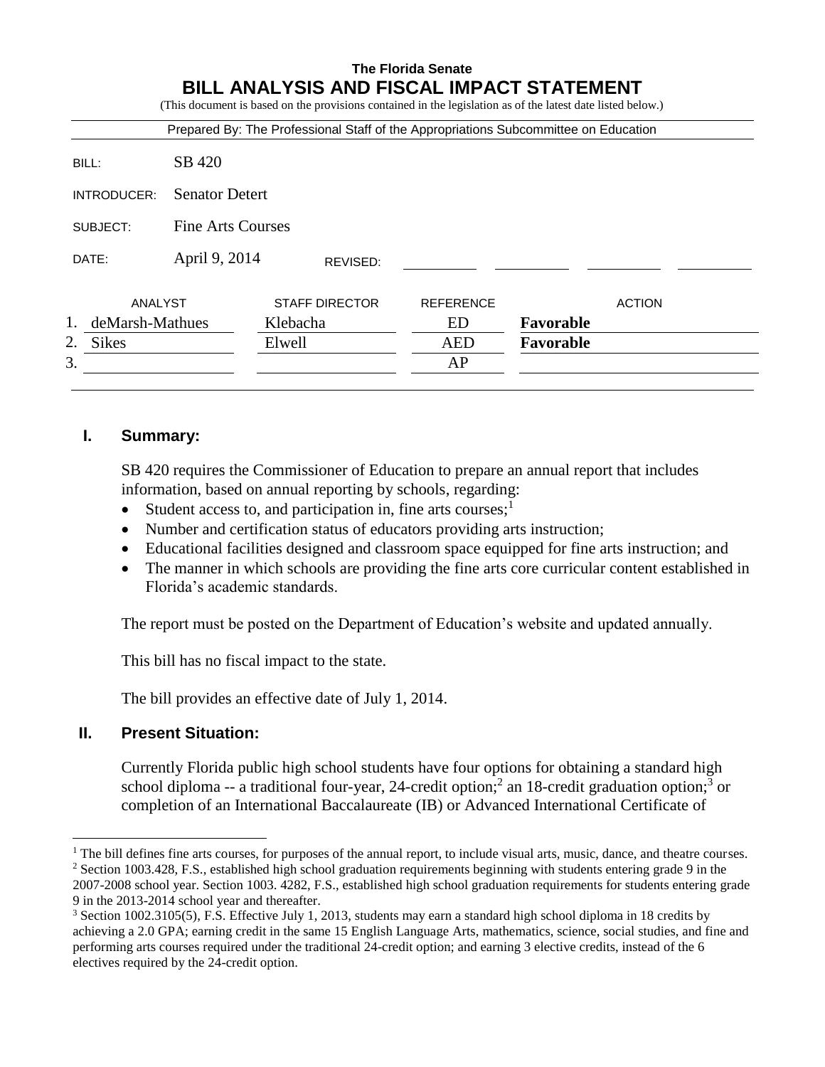**The Florida Senate**

# BILL ANALYSIS AND FISCAL IMPACT STATEMENT

(This document is based on the provisions contained in the legislation as of the latest date listed below.)

Prepared By: The Professional Staff of the Appropriations Subcommittee on Education

| | |
|---|---|
| BILL: | SB 420 |
| INTRODUCER: | Senator Detert |
| SUBJECT: | Fine Arts Courses |
| DATE: | April 9, 2014 REVISED: |

| | ANALYST | STAFF DIRECTOR | REFERENCE | ACTION |
|---|---|---|---|---|
| 1. | deMarsh-Mathues | Klebacha | ED | **Favorable** |
| 2. | Sikes | Elwell | AED | **Favorable** |
| 3. | | | AP | |

## I. Summary:

SB 420 requires the Commissioner of Education to prepare an annual report that includes information, based on annual reporting by schools, regarding:

- Student access to, and participation in, fine arts courses;[1]
- Number and certification status of educators providing arts instruction;
- Educational facilities designed and classroom space equipped for fine arts instruction; and
- The manner in which schools are providing the fine arts core curricular content established in Florida's academic standards.

The report must be posted on the Department of Education's website and updated annually.

This bill has no fiscal impact to the state.

The bill provides an effective date of July 1, 2014.

## II. Present Situation:

Currently Florida public high school students have four options for obtaining a standard high school diploma -- a traditional four-year, 24-credit option;[2] an 18-credit graduation option;[3] or completion of an International Baccalaureate (IB) or Advanced International Certificate of

---

[1] The bill defines fine arts courses, for purposes of the annual report, to include visual arts, music, dance, and theatre courses.

[2] Section 1003.428, F.S., established high school graduation requirements beginning with students entering grade 9 in the 2007-2008 school year. Section 1003. 4282, F.S., established high school graduation requirements for students entering grade 9 in the 2013-2014 school year and thereafter.

[3] Section 1002.3105(5), F.S. Effective July 1, 2013, students may earn a standard high school diploma in 18 credits by achieving a 2.0 GPA; earning credit in the same 15 English Language Arts, mathematics, science, social studies, and fine and performing arts courses required under the traditional 24-credit option; and earning 3 elective credits, instead of the 6 electives required by the 24-credit option.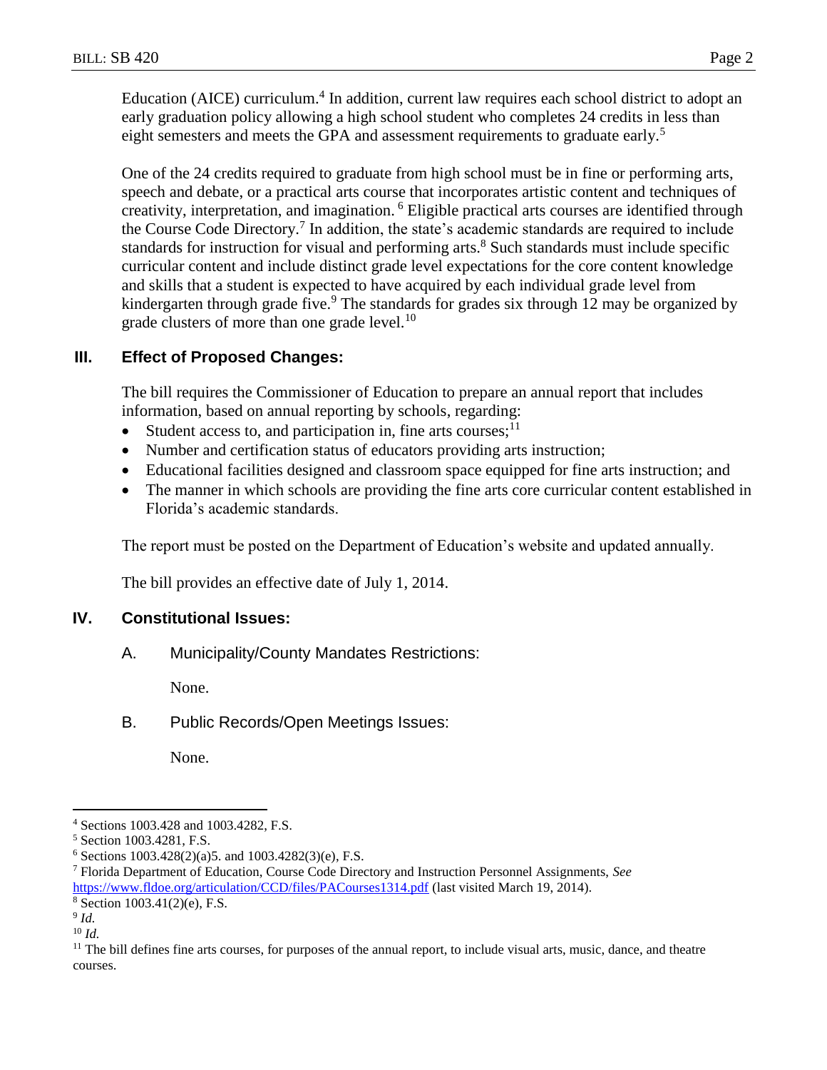Education (AICE) curriculum.[4] In addition, current law requires each school district to adopt an early graduation policy allowing a high school student who completes 24 credits in less than eight semesters and meets the GPA and assessment requirements to graduate early.[5]

One of the 24 credits required to graduate from high school must be in fine or performing arts, speech and debate, or a practical arts course that incorporates artistic content and techniques of creativity, interpretation, and imagination.[6] Eligible practical arts courses are identified through the Course Code Directory.[7] In addition, the state's academic standards are required to include standards for instruction for visual and performing arts.[8] Such standards must include specific curricular content and include distinct grade level expectations for the core content knowledge and skills that a student is expected to have acquired by each individual grade level from kindergarten through grade five.[9] The standards for grades six through 12 may be organized by grade clusters of more than one grade level.[10]

## III. Effect of Proposed Changes:

The bill requires the Commissioner of Education to prepare an annual report that includes information, based on annual reporting by schools, regarding:

- Student access to, and participation in, fine arts courses;[11]
- Number and certification status of educators providing arts instruction;
- Educational facilities designed and classroom space equipped for fine arts instruction; and
- The manner in which schools are providing the fine arts core curricular content established in Florida's academic standards.

The report must be posted on the Department of Education's website and updated annually.

The bill provides an effective date of July 1, 2014.

## IV. Constitutional Issues:

### A. Municipality/County Mandates Restrictions:

None.

### B. Public Records/Open Meetings Issues:

None.

---

[4] Sections 1003.428 and 1003.4282, F.S.

[5] Section 1003.4281, F.S.

[6] Sections 1003.428(2)(a)5. and 1003.4282(3)(e), F.S.

[7] Florida Department of Education, Course Code Directory and Instruction Personnel Assignments, *See* https://www.fldoe.org/articulation/CCD/files/PACourses1314.pdf (last visited March 19, 2014).

[8] Section 1003.41(2)(e), F.S.

[9] *Id.*

[10] *Id.*

[11] The bill defines fine arts courses, for purposes of the annual report, to include visual arts, music, dance, and theatre courses.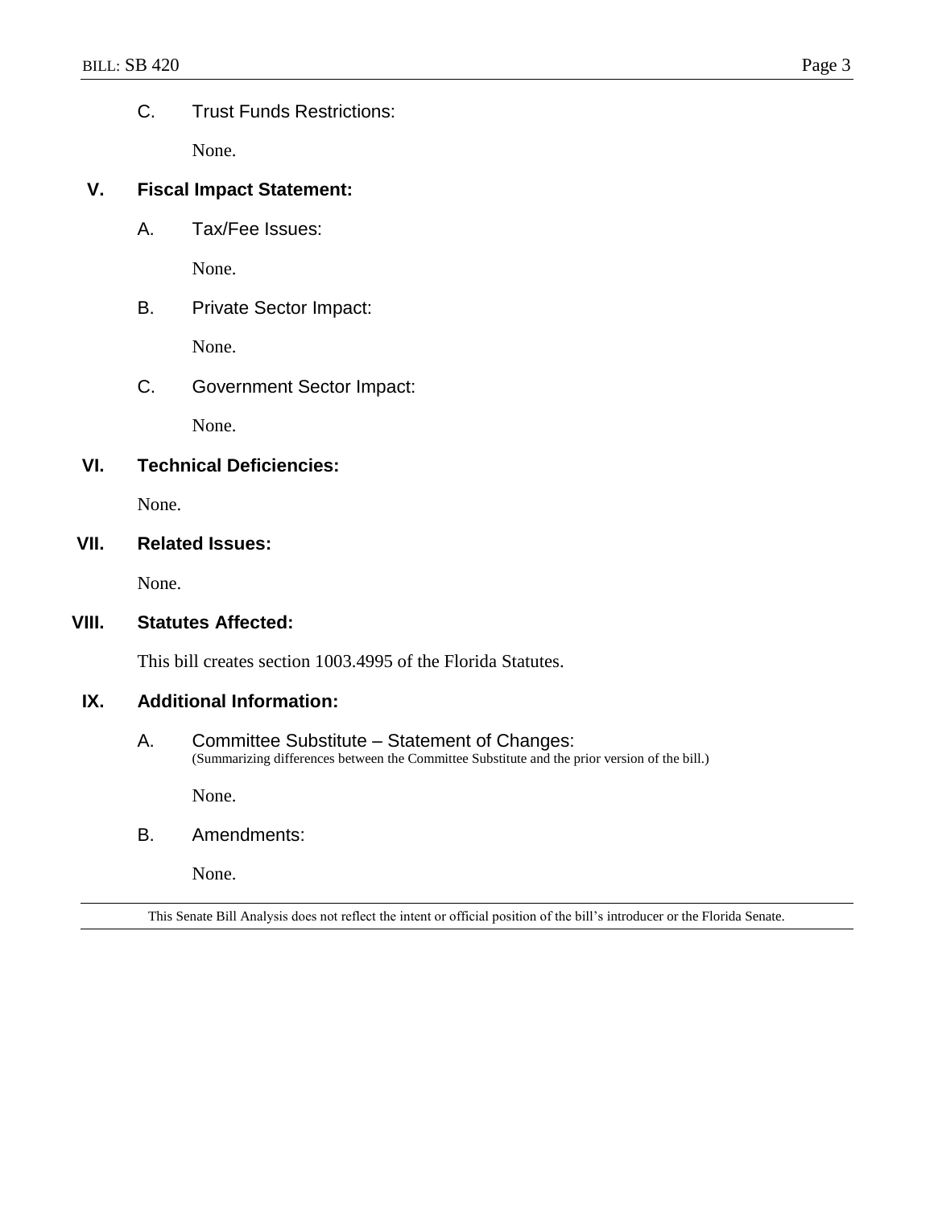C. Trust Funds Restrictions:

None.

## V. Fiscal Impact Statement:

A. Tax/Fee Issues:

None.

B. Private Sector Impact:

None.

C. Government Sector Impact:

None.

## VI. Technical Deficiencies:

None.

## VII. Related Issues:

None.

## VIII. Statutes Affected:

This bill creates section 1003.4995 of the Florida Statutes.

## IX. Additional Information:

A. Committee Substitute – Statement of Changes:
(Summarizing differences between the Committee Substitute and the prior version of the bill.)

None.

B. Amendments:

None.

This Senate Bill Analysis does not reflect the intent or official position of the bill's introducer or the Florida Senate.